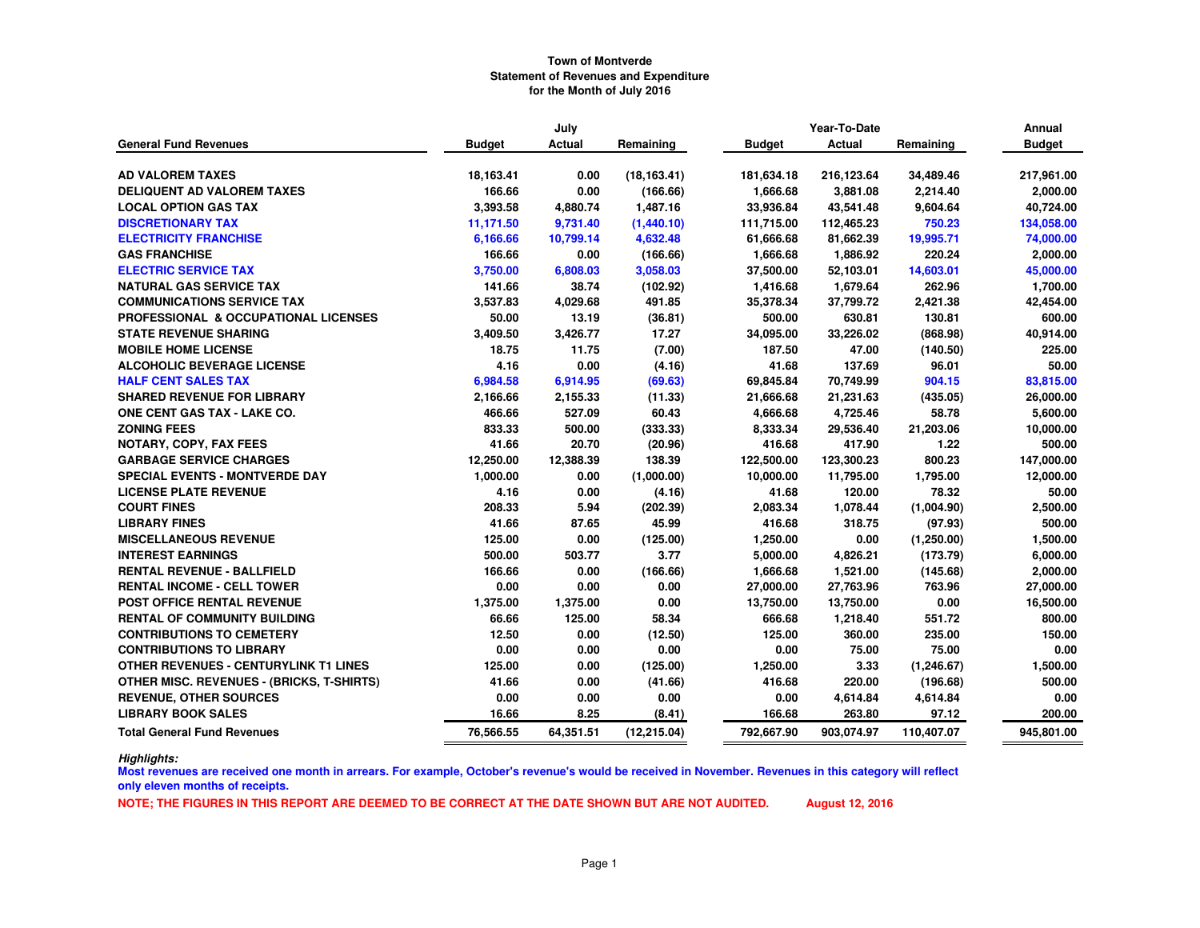**Town of Montverde**
**Statement of Revenues and Expenditure**
**for the Month of July 2016**

| General Fund Revenues | July Budget | July Actual | July Remaining | Year-To-Date Budget | Year-To-Date Actual | Year-To-Date Remaining | Annual Budget |
|---|---|---|---|---|---|---|---|
| AD VALOREM TAXES | 18,163.41 | 0.00 | (18,163.41) | 181,634.18 | 216,123.64 | 34,489.46 | 217,961.00 |
| DELIQUENT AD VALOREM TAXES | 166.66 | 0.00 | (166.66) | 1,666.68 | 3,881.08 | 2,214.40 | 2,000.00 |
| LOCAL OPTION GAS TAX | 3,393.58 | 4,880.74 | 1,487.16 | 33,936.84 | 43,541.48 | 9,604.64 | 40,724.00 |
| DISCRETIONARY TAX | 11,171.50 | 9,731.40 | (1,440.10) | 111,715.00 | 112,465.23 | 750.23 | 134,058.00 |
| ELECTRICITY FRANCHISE | 6,166.66 | 10,799.14 | 4,632.48 | 61,666.68 | 81,662.39 | 19,995.71 | 74,000.00 |
| GAS FRANCHISE | 166.66 | 0.00 | (166.66) | 1,666.68 | 1,886.92 | 220.24 | 2,000.00 |
| ELECTRIC SERVICE TAX | 3,750.00 | 6,808.03 | 3,058.03 | 37,500.00 | 52,103.01 | 14,603.01 | 45,000.00 |
| NATURAL GAS SERVICE TAX | 141.66 | 38.74 | (102.92) | 1,416.68 | 1,679.64 | 262.96 | 1,700.00 |
| COMMUNICATIONS SERVICE TAX | 3,537.83 | 4,029.68 | 491.85 | 35,378.34 | 37,799.72 | 2,421.38 | 42,454.00 |
| PROFESSIONAL & OCCUPATIONAL LICENSES | 50.00 | 13.19 | (36.81) | 500.00 | 630.81 | 130.81 | 600.00 |
| STATE REVENUE SHARING | 3,409.50 | 3,426.77 | 17.27 | 34,095.00 | 33,226.02 | (868.98) | 40,914.00 |
| MOBILE HOME LICENSE | 18.75 | 11.75 | (7.00) | 187.50 | 47.00 | (140.50) | 225.00 |
| ALCOHOLIC BEVERAGE LICENSE | 4.16 | 0.00 | (4.16) | 41.68 | 137.69 | 96.01 | 50.00 |
| HALF CENT SALES TAX | 6,984.58 | 6,914.95 | (69.63) | 69,845.84 | 70,749.99 | 904.15 | 83,815.00 |
| SHARED REVENUE FOR LIBRARY | 2,166.66 | 2,155.33 | (11.33) | 21,666.68 | 21,231.63 | (435.05) | 26,000.00 |
| ONE CENT GAS TAX - LAKE CO. | 466.66 | 527.09 | 60.43 | 4,666.68 | 4,725.46 | 58.78 | 5,600.00 |
| ZONING FEES | 833.33 | 500.00 | (333.33) | 8,333.34 | 29,536.40 | 21,203.06 | 10,000.00 |
| NOTARY, COPY, FAX FEES | 41.66 | 20.70 | (20.96) | 416.68 | 417.90 | 1.22 | 500.00 |
| GARBAGE SERVICE CHARGES | 12,250.00 | 12,388.39 | 138.39 | 122,500.00 | 123,300.23 | 800.23 | 147,000.00 |
| SPECIAL EVENTS - MONTVERDE DAY | 1,000.00 | 0.00 | (1,000.00) | 10,000.00 | 11,795.00 | 1,795.00 | 12,000.00 |
| LICENSE PLATE REVENUE | 4.16 | 0.00 | (4.16) | 41.68 | 120.00 | 78.32 | 50.00 |
| COURT FINES | 208.33 | 5.94 | (202.39) | 2,083.34 | 1,078.44 | (1,004.90) | 2,500.00 |
| LIBRARY FINES | 41.66 | 87.65 | 45.99 | 416.68 | 318.75 | (97.93) | 500.00 |
| MISCELLANEOUS REVENUE | 125.00 | 0.00 | (125.00) | 1,250.00 | 0.00 | (1,250.00) | 1,500.00 |
| INTEREST EARNINGS | 500.00 | 503.77 | 3.77 | 5,000.00 | 4,826.21 | (173.79) | 6,000.00 |
| RENTAL REVENUE - BALLFIELD | 166.66 | 0.00 | (166.66) | 1,666.68 | 1,521.00 | (145.68) | 2,000.00 |
| RENTAL INCOME - CELL TOWER | 0.00 | 0.00 | 0.00 | 27,000.00 | 27,763.96 | 763.96 | 27,000.00 |
| POST OFFICE RENTAL REVENUE | 1,375.00 | 1,375.00 | 0.00 | 13,750.00 | 13,750.00 | 0.00 | 16,500.00 |
| RENTAL OF COMMUNITY BUILDING | 66.66 | 125.00 | 58.34 | 666.68 | 1,218.40 | 551.72 | 800.00 |
| CONTRIBUTIONS TO CEMETERY | 12.50 | 0.00 | (12.50) | 125.00 | 360.00 | 235.00 | 150.00 |
| CONTRIBUTIONS TO LIBRARY | 0.00 | 0.00 | 0.00 | 0.00 | 75.00 | 75.00 | 0.00 |
| OTHER REVENUES - CENTURYLINK T1 LINES | 125.00 | 0.00 | (125.00) | 1,250.00 | 3.33 | (1,246.67) | 1,500.00 |
| OTHER MISC. REVENUES - (BRICKS, T-SHIRTS) | 41.66 | 0.00 | (41.66) | 416.68 | 220.00 | (196.68) | 500.00 |
| REVENUE, OTHER SOURCES | 0.00 | 0.00 | 0.00 | 0.00 | 4,614.84 | 4,614.84 | 0.00 |
| LIBRARY BOOK SALES | 16.66 | 8.25 | (8.41) | 166.68 | 263.80 | 97.12 | 200.00 |
| **Total General Fund Revenues** | **76,566.55** | **64,351.51** | **(12,215.04)** | **792,667.90** | **903,074.97** | **110,407.07** | **945,801.00** |

***Highlights:***

**Most revenues are received one month in arrears. For example, October's revenue's would be received in November. Revenues in this category will reflect only eleven months of receipts.**

**NOTE; THE FIGURES IN THIS REPORT ARE DEEMED TO BE CORRECT AT THE DATE SHOWN BUT ARE NOT AUDITED.** **August 12, 2016**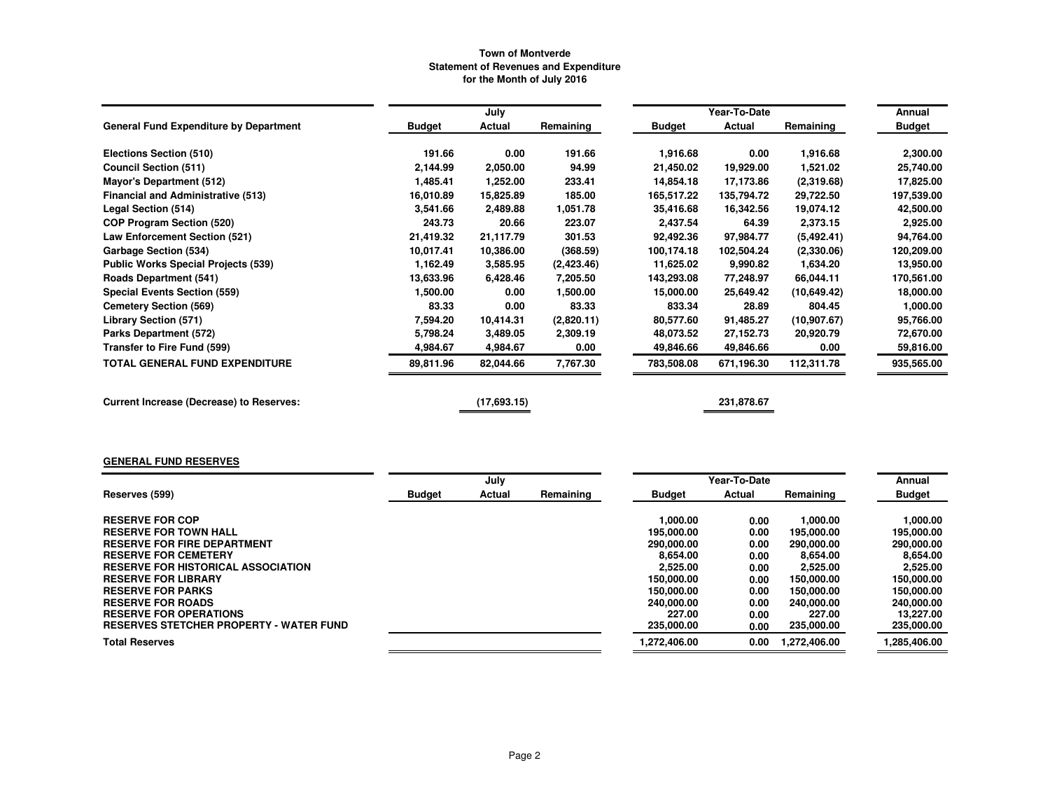**Town of Montverde**
**Statement of Revenues and Expenditure**
**for the Month of July 2016**

| General Fund Expenditure by Department | July | | | Year-To-Date | | | Annual |
|---|---|---|---|---|---|---|---|
| | Budget | Actual | Remaining | Budget | Actual | Remaining | Budget |
| Elections Section (510) | 191.66 | 0.00 | 191.66 | 1,916.68 | 0.00 | 1,916.68 | 2,300.00 |
| Council Section (511) | 2,144.99 | 2,050.00 | 94.99 | 21,450.02 | 19,929.00 | 1,521.02 | 25,740.00 |
| Mayor's Department (512) | 1,485.41 | 1,252.00 | 233.41 | 14,854.18 | 17,173.86 | (2,319.68) | 17,825.00 |
| Financial and Administrative (513) | 16,010.89 | 15,825.89 | 185.00 | 165,517.22 | 135,794.72 | 29,722.50 | 197,539.00 |
| Legal Section (514) | 3,541.66 | 2,489.88 | 1,051.78 | 35,416.68 | 16,342.56 | 19,074.12 | 42,500.00 |
| COP Program Section (520) | 243.73 | 20.66 | 223.07 | 2,437.54 | 64.39 | 2,373.15 | 2,925.00 |
| Law Enforcement Section (521) | 21,419.32 | 21,117.79 | 301.53 | 92,492.36 | 97,984.77 | (5,492.41) | 94,764.00 |
| Garbage Section (534) | 10,017.41 | 10,386.00 | (368.59) | 100,174.18 | 102,504.24 | (2,330.06) | 120,209.00 |
| Public Works Special Projects (539) | 1,162.49 | 3,585.95 | (2,423.46) | 11,625.02 | 9,990.82 | 1,634.20 | 13,950.00 |
| Roads Department (541) | 13,633.96 | 6,428.46 | 7,205.50 | 143,293.08 | 77,248.97 | 66,044.11 | 170,561.00 |
| Special Events Section (559) | 1,500.00 | 0.00 | 1,500.00 | 15,000.00 | 25,649.42 | (10,649.42) | 18,000.00 |
| Cemetery Section (569) | 83.33 | 0.00 | 83.33 | 833.34 | 28.89 | 804.45 | 1,000.00 |
| Library Section (571) | 7,594.20 | 10,414.31 | (2,820.11) | 80,577.60 | 91,485.27 | (10,907.67) | 95,766.00 |
| Parks Department (572) | 5,798.24 | 3,489.05 | 2,309.19 | 48,073.52 | 27,152.73 | 20,920.79 | 72,670.00 |
| Transfer to Fire Fund (599) | 4,984.67 | 4,984.67 | 0.00 | 49,846.66 | 49,846.66 | 0.00 | 59,816.00 |
| **TOTAL GENERAL FUND EXPENDITURE** | 89,811.96 | 82,044.66 | 7,767.30 | 783,508.08 | 671,196.30 | 112,311.78 | 935,565.00 |
| | | | | | | | |
| **Current Increase (Decrease) to Reserves:** | | (17,693.15) | | | 231,878.67 | | |

**GENERAL FUND RESERVES**

| Reserves (599) | July | | | Year-To-Date | | | Annual |
|---|---|---|---|---|---|---|---|
| | Budget | Actual | Remaining | Budget | Actual | Remaining | Budget |
| RESERVE FOR COP | | | | 1,000.00 | 0.00 | 1,000.00 | 1,000.00 |
| RESERVE FOR TOWN HALL | | | | 195,000.00 | 0.00 | 195,000.00 | 195,000.00 |
| RESERVE FOR FIRE DEPARTMENT | | | | 290,000.00 | 0.00 | 290,000.00 | 290,000.00 |
| RESERVE FOR CEMETERY | | | | 8,654.00 | 0.00 | 8,654.00 | 8,654.00 |
| RESERVE FOR HISTORICAL ASSOCIATION | | | | 2,525.00 | 0.00 | 2,525.00 | 2,525.00 |
| RESERVE FOR LIBRARY | | | | 150,000.00 | 0.00 | 150,000.00 | 150,000.00 |
| RESERVE FOR PARKS | | | | 150,000.00 | 0.00 | 150,000.00 | 150,000.00 |
| RESERVE FOR ROADS | | | | 240,000.00 | 0.00 | 240,000.00 | 240,000.00 |
| RESERVE FOR OPERATIONS | | | | 227.00 | 0.00 | 227.00 | 13,227.00 |
| RESERVES STETCHER PROPERTY - WATER FUND | | | | 235,000.00 | 0.00 | 235,000.00 | 235,000.00 |
| **Total Reserves** | | | | 1,272,406.00 | 0.00 | 1,272,406.00 | 1,285,406.00 |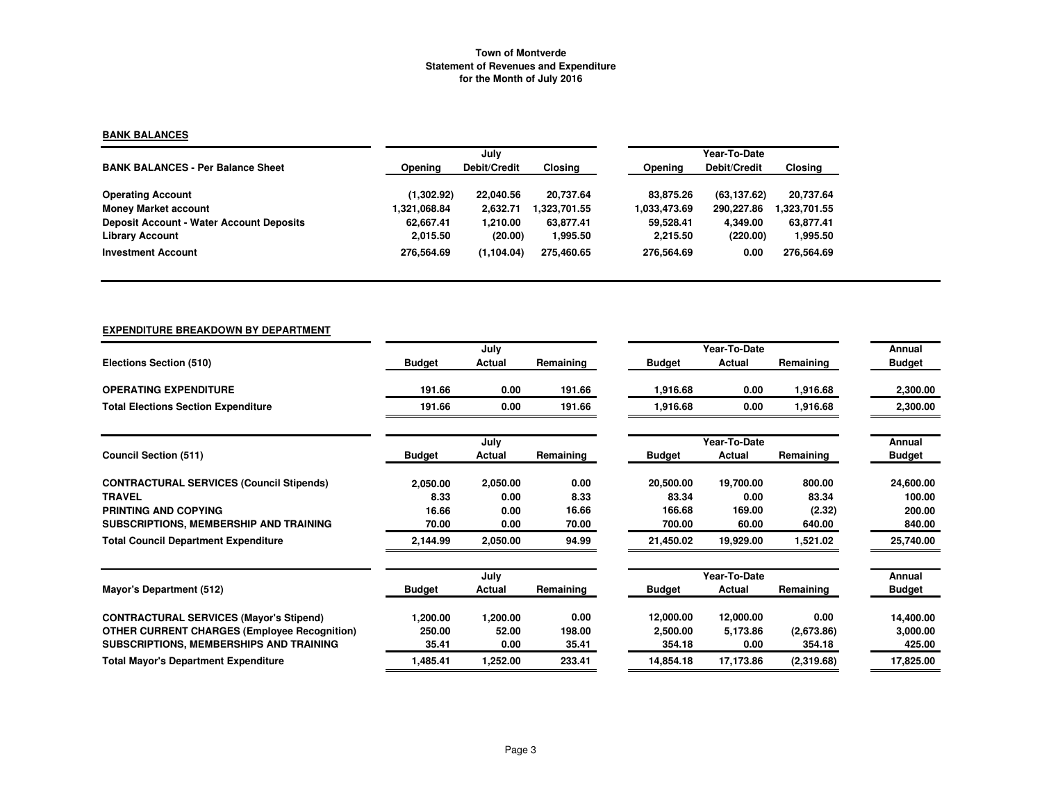**Town of Montverde**
**Statement of Revenues and Expenditure**
**for the Month of July 2016**

**BANK BALANCES**

| BANK BALANCES - Per Balance Sheet | July | | | Year-To-Date | | |
|---|---|---|---|---|---|---|
| | Opening | Debit/Credit | Closing | Opening | Debit/Credit | Closing |
| **Operating Account** | (1,302.92) | 22,040.56 | 20,737.64 | 83,875.26 | (63,137.62) | 20,737.64 |
| **Money Market account** | 1,321,068.84 | 2,632.71 | 1,323,701.55 | 1,033,473.69 | 290,227.86 | 1,323,701.55 |
| **Deposit Account - Water Account Deposits** | 62,667.41 | 1,210.00 | 63,877.41 | 59,528.41 | 4,349.00 | 63,877.41 |
| **Library Account** | 2,015.50 | (20.00) | 1,995.50 | 2,215.50 | (220.00) | 1,995.50 |
| **Investment Account** | 276,564.69 | (1,104.04) | 275,460.65 | 276,564.69 | 0.00 | 276,564.69 |

**EXPENDITURE BREAKDOWN BY DEPARTMENT**

| Elections Section (510) | July | | | Year-To-Date | | | Annual |
|---|---|---|---|---|---|---|---|
| | Budget | Actual | Remaining | Budget | Actual | Remaining | Budget |
| **OPERATING EXPENDITURE** | 191.66 | 0.00 | 191.66 | 1,916.68 | 0.00 | 1,916.68 | 2,300.00 |
| **Total Elections Section Expenditure** | 191.66 | 0.00 | 191.66 | 1,916.68 | 0.00 | 1,916.68 | 2,300.00 |

| Council Section (511) | July | | | Year-To-Date | | | Annual |
|---|---|---|---|---|---|---|---|
| | Budget | Actual | Remaining | Budget | Actual | Remaining | Budget |
| **CONTRACTURAL SERVICES (Council Stipends)** | 2,050.00 | 2,050.00 | 0.00 | 20,500.00 | 19,700.00 | 800.00 | 24,600.00 |
| **TRAVEL** | 8.33 | 0.00 | 8.33 | 83.34 | 0.00 | 83.34 | 100.00 |
| **PRINTING AND COPYING** | 16.66 | 0.00 | 16.66 | 166.68 | 169.00 | (2.32) | 200.00 |
| **SUBSCRIPTIONS, MEMBERSHIP AND TRAINING** | 70.00 | 0.00 | 70.00 | 700.00 | 60.00 | 640.00 | 840.00 |
| **Total Council Department Expenditure** | 2,144.99 | 2,050.00 | 94.99 | 21,450.02 | 19,929.00 | 1,521.02 | 25,740.00 |

| Mayor's Department (512) | July | | | Year-To-Date | | | Annual |
|---|---|---|---|---|---|---|---|
| | Budget | Actual | Remaining | Budget | Actual | Remaining | Budget |
| **CONTRACTURAL SERVICES (Mayor's Stipend)** | 1,200.00 | 1,200.00 | 0.00 | 12,000.00 | 12,000.00 | 0.00 | 14,400.00 |
| **OTHER CURRENT CHARGES (Employee Recognition)** | 250.00 | 52.00 | 198.00 | 2,500.00 | 5,173.86 | (2,673.86) | 3,000.00 |
| **SUBSCRIPTIONS, MEMBERSHIPS AND TRAINING** | 35.41 | 0.00 | 35.41 | 354.18 | 0.00 | 354.18 | 425.00 |
| **Total Mayor's Department Expenditure** | 1,485.41 | 1,252.00 | 233.41 | 14,854.18 | 17,173.86 | (2,319.68) | 17,825.00 |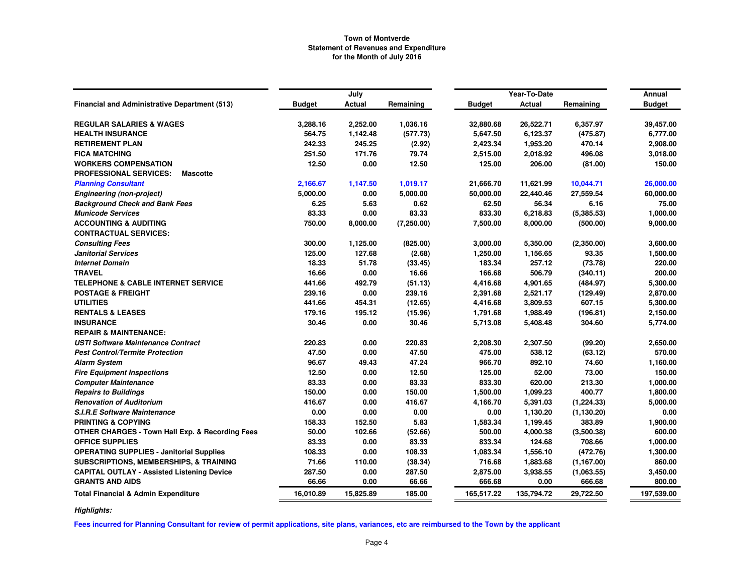**Town of Montverde**
**Statement of Revenues and Expenditure**
**for the Month of July 2016**

| Financial and Administrative Department (513) | July Budget | July Actual | July Remaining | Year-To-Date Budget | Year-To-Date Actual | Year-To-Date Remaining | Annual Budget |
|---|---|---|---|---|---|---|---|
| **REGULAR SALARIES & WAGES** | 3,288.16 | 2,252.00 | 1,036.16 | 32,880.68 | 26,522.71 | 6,357.97 | 39,457.00 |
| **HEALTH INSURANCE** | 564.75 | 1,142.48 | (577.73) | 5,647.50 | 6,123.37 | (475.87) | 6,777.00 |
| **RETIREMENT PLAN** | 242.33 | 245.25 | (2.92) | 2,423.34 | 1,953.20 | 470.14 | 2,908.00 |
| **FICA MATCHING** | 251.50 | 171.76 | 79.74 | 2,515.00 | 2,018.92 | 496.08 | 3,018.00 |
| **WORKERS COMPENSATION** | 12.50 | 0.00 | 12.50 | 125.00 | 206.00 | (81.00) | 150.00 |
| **PROFESSIONAL SERVICES: Mascotte** | | | | | | | |
| ***Planning Consultant*** | 2,166.67 | 1,147.50 | 1,019.17 | 21,666.70 | 11,621.99 | 10,044.71 | 26,000.00 |
| ***Engineering (non-project)*** | 5,000.00 | 0.00 | 5,000.00 | 50,000.00 | 22,440.46 | 27,559.54 | 60,000.00 |
| ***Background Check and Bank Fees*** | 6.25 | 5.63 | 0.62 | 62.50 | 56.34 | 6.16 | 75.00 |
| ***Municode Services*** | 83.33 | 0.00 | 83.33 | 833.30 | 6,218.83 | (5,385.53) | 1,000.00 |
| **ACCOUNTING & AUDITING** | 750.00 | 8,000.00 | (7,250.00) | 7,500.00 | 8,000.00 | (500.00) | 9,000.00 |
| **CONTRACTUAL SERVICES:** | | | | | | | |
| ***Consulting Fees*** | 300.00 | 1,125.00 | (825.00) | 3,000.00 | 5,350.00 | (2,350.00) | 3,600.00 |
| ***Janitorial Services*** | 125.00 | 127.68 | (2.68) | 1,250.00 | 1,156.65 | 93.35 | 1,500.00 |
| ***Internet Domain*** | 18.33 | 51.78 | (33.45) | 183.34 | 257.12 | (73.78) | 220.00 |
| **TRAVEL** | 16.66 | 0.00 | 16.66 | 166.68 | 506.79 | (340.11) | 200.00 |
| **TELEPHONE & CABLE INTERNET SERVICE** | 441.66 | 492.79 | (51.13) | 4,416.68 | 4,901.65 | (484.97) | 5,300.00 |
| **POSTAGE & FREIGHT** | 239.16 | 0.00 | 239.16 | 2,391.68 | 2,521.17 | (129.49) | 2,870.00 |
| **UTILITIES** | 441.66 | 454.31 | (12.65) | 4,416.68 | 3,809.53 | 607.15 | 5,300.00 |
| **RENTALS & LEASES** | 179.16 | 195.12 | (15.96) | 1,791.68 | 1,988.49 | (196.81) | 2,150.00 |
| **INSURANCE** | 30.46 | 0.00 | 30.46 | 5,713.08 | 5,408.48 | 304.60 | 5,774.00 |
| **REPAIR & MAINTENANCE:** | | | | | | | |
| ***USTI Software Maintenance Contract*** | 220.83 | 0.00 | 220.83 | 2,208.30 | 2,307.50 | (99.20) | 2,650.00 |
| ***Pest Control/Termite Protection*** | 47.50 | 0.00 | 47.50 | 475.00 | 538.12 | (63.12) | 570.00 |
| ***Alarm System*** | 96.67 | 49.43 | 47.24 | 966.70 | 892.10 | 74.60 | 1,160.00 |
| ***Fire Equipment Inspections*** | 12.50 | 0.00 | 12.50 | 125.00 | 52.00 | 73.00 | 150.00 |
| ***Computer Maintenance*** | 83.33 | 0.00 | 83.33 | 833.30 | 620.00 | 213.30 | 1,000.00 |
| ***Repairs to Buildings*** | 150.00 | 0.00 | 150.00 | 1,500.00 | 1,099.23 | 400.77 | 1,800.00 |
| ***Renovation of Auditorium*** | 416.67 | 0.00 | 416.67 | 4,166.70 | 5,391.03 | (1,224.33) | 5,000.00 |
| ***S.I.R.E Software Maintenance*** | 0.00 | 0.00 | 0.00 | 0.00 | 1,130.20 | (1,130.20) | 0.00 |
| **PRINTING & COPYING** | 158.33 | 152.50 | 5.83 | 1,583.34 | 1,199.45 | 383.89 | 1,900.00 |
| **OTHER CHARGES - Town Hall Exp. & Recording Fees** | 50.00 | 102.66 | (52.66) | 500.00 | 4,000.38 | (3,500.38) | 600.00 |
| **OFFICE SUPPLIES** | 83.33 | 0.00 | 83.33 | 833.34 | 124.68 | 708.66 | 1,000.00 |
| **OPERATING SUPPLIES - Janitorial Supplies** | 108.33 | 0.00 | 108.33 | 1,083.34 | 1,556.10 | (472.76) | 1,300.00 |
| **SUBSCRIPTIONS, MEMBERSHIPS, & TRAINING** | 71.66 | 110.00 | (38.34) | 716.68 | 1,883.68 | (1,167.00) | 860.00 |
| **CAPITAL OUTLAY - Assisted Listening Device** | 287.50 | 0.00 | 287.50 | 2,875.00 | 3,938.55 | (1,063.55) | 3,450.00 |
| **GRANTS AND AIDS** | 66.66 | 0.00 | 66.66 | 666.68 | 0.00 | 666.68 | 800.00 |
| **Total Financial & Admin Expenditure** | 16,010.89 | 15,825.89 | 185.00 | 165,517.22 | 135,794.72 | 29,722.50 | 197,539.00 |

***Highlights:***

**Fees incurred for Planning Consultant for review of permit applications, site plans, variances, etc are reimbursed to the Town by the applicant**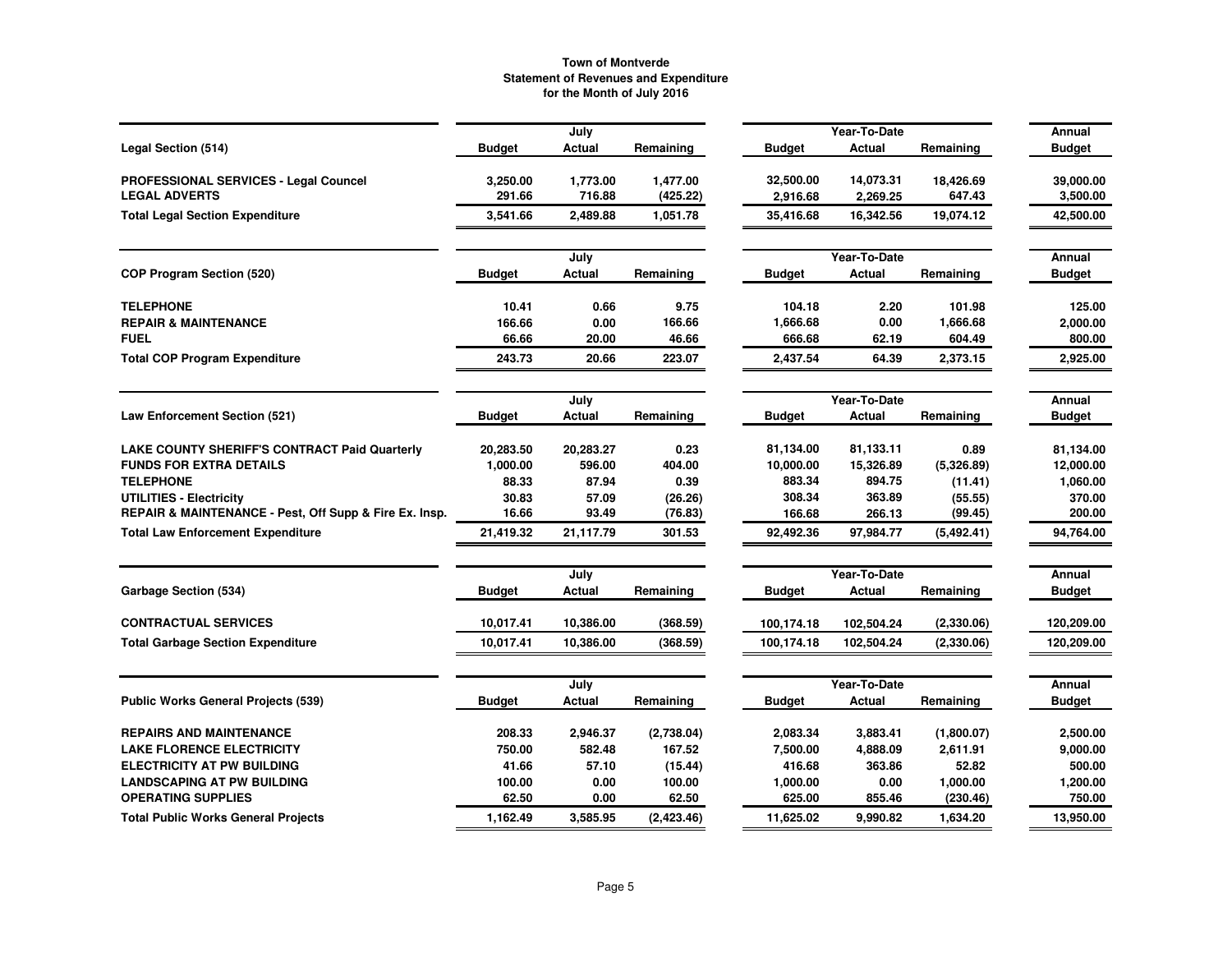**Town of Montverde**
**Statement of Revenues and Expenditure**
**for the Month of July 2016**

| Legal Section (514) | July Budget | July Actual | July Remaining | Year-To-Date Budget | Year-To-Date Actual | Year-To-Date Remaining | Annual Budget |
|---|---|---|---|---|---|---|---|
| PROFESSIONAL SERVICES - Legal Councel | 3,250.00 | 1,773.00 | 1,477.00 | 32,500.00 | 14,073.31 | 18,426.69 | 39,000.00 |
| LEGAL ADVERTS | 291.66 | 716.88 | (425.22) | 2,916.68 | 2,269.25 | 647.43 | 3,500.00 |
| **Total Legal Section Expenditure** | 3,541.66 | 2,489.88 | 1,051.78 | 35,416.68 | 16,342.56 | 19,074.12 | 42,500.00 |

| COP Program Section (520) | July Budget | July Actual | July Remaining | Year-To-Date Budget | Year-To-Date Actual | Year-To-Date Remaining | Annual Budget |
|---|---|---|---|---|---|---|---|
| TELEPHONE | 10.41 | 0.66 | 9.75 | 104.18 | 2.20 | 101.98 | 125.00 |
| REPAIR & MAINTENANCE | 166.66 | 0.00 | 166.66 | 1,666.68 | 0.00 | 1,666.68 | 2,000.00 |
| FUEL | 66.66 | 20.00 | 46.66 | 666.68 | 62.19 | 604.49 | 800.00 |
| **Total COP Program Expenditure** | 243.73 | 20.66 | 223.07 | 2,437.54 | 64.39 | 2,373.15 | 2,925.00 |

| Law Enforcement Section (521) | July Budget | July Actual | July Remaining | Year-To-Date Budget | Year-To-Date Actual | Year-To-Date Remaining | Annual Budget |
|---|---|---|---|---|---|---|---|
| LAKE COUNTY SHERIFF'S CONTRACT Paid Quarterly | 20,283.50 | 20,283.27 | 0.23 | 81,134.00 | 81,133.11 | 0.89 | 81,134.00 |
| FUNDS FOR EXTRA DETAILS | 1,000.00 | 596.00 | 404.00 | 10,000.00 | 15,326.89 | (5,326.89) | 12,000.00 |
| TELEPHONE | 88.33 | 87.94 | 0.39 | 883.34 | 894.75 | (11.41) | 1,060.00 |
| UTILITIES - Electricity | 30.83 | 57.09 | (26.26) | 308.34 | 363.89 | (55.55) | 370.00 |
| REPAIR & MAINTENANCE - Pest, Off Supp & Fire Ex. Insp. | 16.66 | 93.49 | (76.83) | 166.68 | 266.13 | (99.45) | 200.00 |
| **Total Law Enforcement Expenditure** | 21,419.32 | 21,117.79 | 301.53 | 92,492.36 | 97,984.77 | (5,492.41) | 94,764.00 |

| Garbage Section (534) | July Budget | July Actual | July Remaining | Year-To-Date Budget | Year-To-Date Actual | Year-To-Date Remaining | Annual Budget |
|---|---|---|---|---|---|---|---|
| CONTRACTUAL SERVICES | 10,017.41 | 10,386.00 | (368.59) | 100,174.18 | 102,504.24 | (2,330.06) | 120,209.00 |
| **Total Garbage Section Expenditure** | 10,017.41 | 10,386.00 | (368.59) | 100,174.18 | 102,504.24 | (2,330.06) | 120,209.00 |

| Public Works General Projects (539) | July Budget | July Actual | July Remaining | Year-To-Date Budget | Year-To-Date Actual | Year-To-Date Remaining | Annual Budget |
|---|---|---|---|---|---|---|---|
| REPAIRS AND MAINTENANCE | 208.33 | 2,946.37 | (2,738.04) | 2,083.34 | 3,883.41 | (1,800.07) | 2,500.00 |
| LAKE FLORENCE ELECTRICITY | 750.00 | 582.48 | 167.52 | 7,500.00 | 4,888.09 | 2,611.91 | 9,000.00 |
| ELECTRICITY AT PW BUILDING | 41.66 | 57.10 | (15.44) | 416.68 | 363.86 | 52.82 | 500.00 |
| LANDSCAPING AT PW BUILDING | 100.00 | 0.00 | 100.00 | 1,000.00 | 0.00 | 1,000.00 | 1,200.00 |
| OPERATING SUPPLIES | 62.50 | 0.00 | 62.50 | 625.00 | 855.46 | (230.46) | 750.00 |
| **Total Public Works General Projects** | 1,162.49 | 3,585.95 | (2,423.46) | 11,625.02 | 9,990.82 | 1,634.20 | 13,950.00 |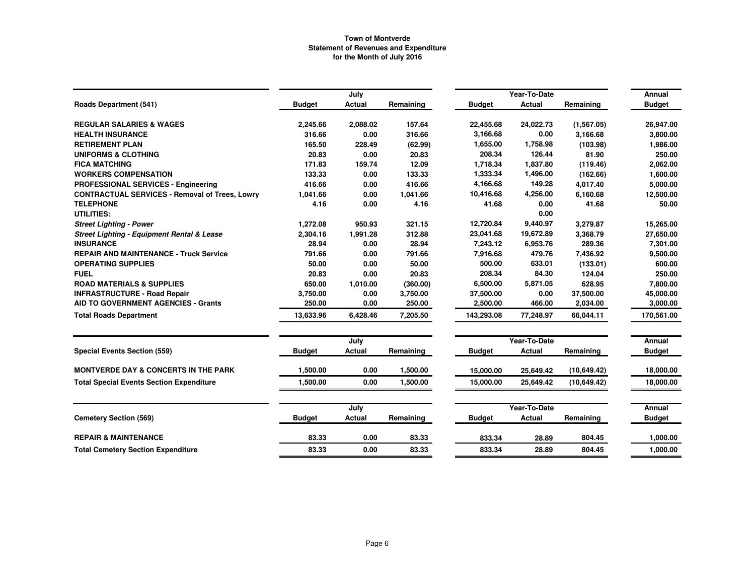**Town of Montverde**
**Statement of Revenues and Expenditure**
**for the Month of July 2016**

| | July | | | Year-To-Date | | | Annual |
|---|---|---|---|---|---|---|---|
| **Roads Department (541)** | **Budget** | **Actual** | **Remaining** | **Budget** | **Actual** | **Remaining** | **Budget** |
| **REGULAR SALARIES & WAGES** | 2,245.66 | 2,088.02 | 157.64 | 22,455.68 | 24,022.73 | (1,567.05) | 26,947.00 |
| **HEALTH INSURANCE** | 316.66 | 0.00 | 316.66 | 3,166.68 | 0.00 | 3,166.68 | 3,800.00 |
| **RETIREMENT PLAN** | 165.50 | 228.49 | (62.99) | 1,655.00 | 1,758.98 | (103.98) | 1,986.00 |
| **UNIFORMS & CLOTHING** | 20.83 | 0.00 | 20.83 | 208.34 | 126.44 | 81.90 | 250.00 |
| **FICA MATCHING** | 171.83 | 159.74 | 12.09 | 1,718.34 | 1,837.80 | (119.46) | 2,062.00 |
| **WORKERS COMPENSATION** | 133.33 | 0.00 | 133.33 | 1,333.34 | 1,496.00 | (162.66) | 1,600.00 |
| **PROFESSIONAL SERVICES - Engineering** | 416.66 | 0.00 | 416.66 | 4,166.68 | 149.28 | 4,017.40 | 5,000.00 |
| **CONTRACTUAL SERVICES - Removal of Trees, Lowry** | 1,041.66 | 0.00 | 1,041.66 | 10,416.68 | 4,256.00 | 6,160.68 | 12,500.00 |
| **TELEPHONE** | 4.16 | 0.00 | 4.16 | 41.68 | 0.00 | 41.68 | 50.00 |
| **UTILITIES:** | | | | | 0.00 | | |
| ***Street Lighting - Power*** | 1,272.08 | 950.93 | 321.15 | 12,720.84 | 9,440.97 | 3,279.87 | 15,265.00 |
| ***Street Lighting - Equipment Rental & Lease*** | 2,304.16 | 1,991.28 | 312.88 | 23,041.68 | 19,672.89 | 3,368.79 | 27,650.00 |
| **INSURANCE** | 28.94 | 0.00 | 28.94 | 7,243.12 | 6,953.76 | 289.36 | 7,301.00 |
| **REPAIR AND MAINTENANCE - Truck Service** | 791.66 | 0.00 | 791.66 | 7,916.68 | 479.76 | 7,436.92 | 9,500.00 |
| **OPERATING SUPPLIES** | 50.00 | 0.00 | 50.00 | 500.00 | 633.01 | (133.01) | 600.00 |
| **FUEL** | 20.83 | 0.00 | 20.83 | 208.34 | 84.30 | 124.04 | 250.00 |
| **ROAD MATERIALS & SUPPLIES** | 650.00 | 1,010.00 | (360.00) | 6,500.00 | 5,871.05 | 628.95 | 7,800.00 |
| **INFRASTRUCTURE - Road Repair** | 3,750.00 | 0.00 | 3,750.00 | 37,500.00 | 0.00 | 37,500.00 | 45,000.00 |
| **AID TO GOVERNMENT AGENCIES - Grants** | 250.00 | 0.00 | 250.00 | 2,500.00 | 466.00 | 2,034.00 | 3,000.00 |
| **Total Roads Department** | 13,633.96 | 6,428.46 | 7,205.50 | 143,293.08 | 77,248.97 | 66,044.11 | 170,561.00 |

| | July | | | Year-To-Date | | | Annual |
|---|---|---|---|---|---|---|---|
| **Special Events Section (559)** | **Budget** | **Actual** | **Remaining** | **Budget** | **Actual** | **Remaining** | **Budget** |
| **MONTVERDE DAY & CONCERTS IN THE PARK** | 1,500.00 | 0.00 | 1,500.00 | 15,000.00 | 25,649.42 | (10,649.42) | 18,000.00 |
| **Total Special Events Section Expenditure** | 1,500.00 | 0.00 | 1,500.00 | 15,000.00 | 25,649.42 | (10,649.42) | 18,000.00 |

| | July | | | Year-To-Date | | | Annual |
|---|---|---|---|---|---|---|---|
| **Cemetery Section (569)** | **Budget** | **Actual** | **Remaining** | **Budget** | **Actual** | **Remaining** | **Budget** |
| **REPAIR & MAINTENANCE** | 83.33 | 0.00 | 83.33 | 833.34 | 28.89 | 804.45 | 1,000.00 |
| **Total Cemetery Section Expenditure** | 83.33 | 0.00 | 83.33 | 833.34 | 28.89 | 804.45 | 1,000.00 |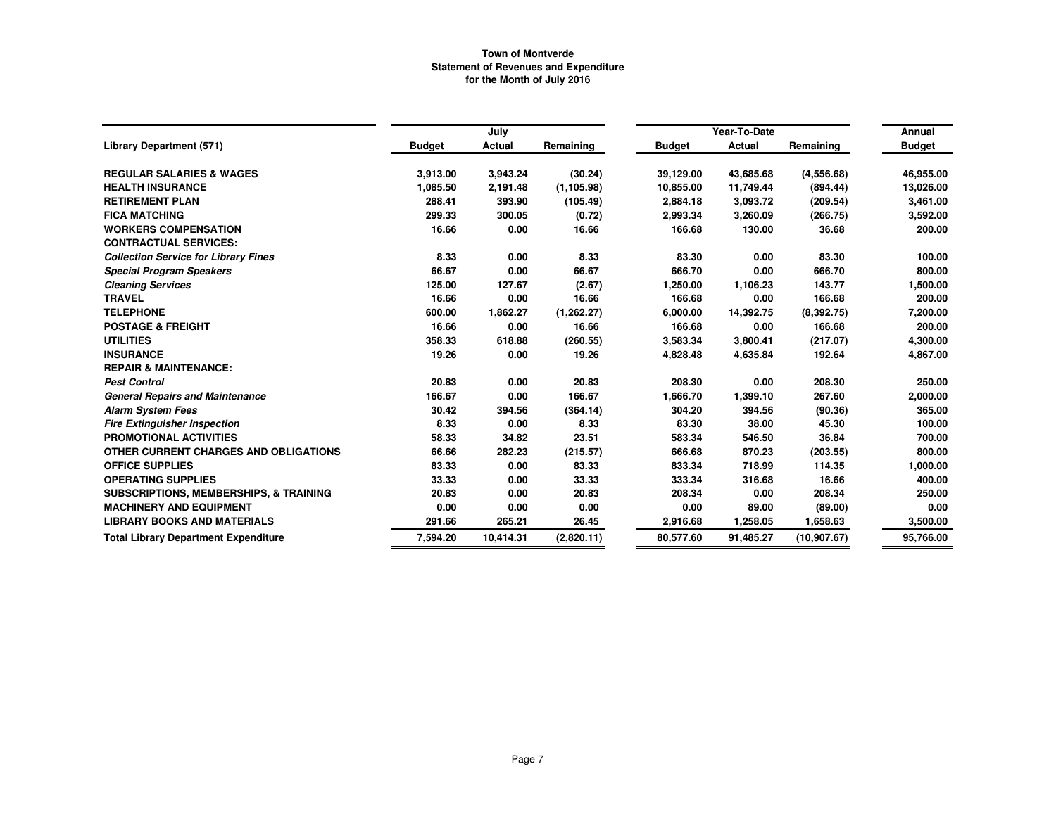**Town of Montverde**
**Statement of Revenues and Expenditure**
**for the Month of July 2016**

| Library Department (571) | July | | | Year-To-Date | | | Annual |
|---|---|---|---|---|---|---|---|
| | Budget | Actual | Remaining | Budget | Actual | Remaining | Budget |
| **REGULAR SALARIES & WAGES** | 3,913.00 | 3,943.24 | (30.24) | 39,129.00 | 43,685.68 | (4,556.68) | 46,955.00 |
| **HEALTH INSURANCE** | 1,085.50 | 2,191.48 | (1,105.98) | 10,855.00 | 11,749.44 | (894.44) | 13,026.00 |
| **RETIREMENT PLAN** | 288.41 | 393.90 | (105.49) | 2,884.18 | 3,093.72 | (209.54) | 3,461.00 |
| **FICA MATCHING** | 299.33 | 300.05 | (0.72) | 2,993.34 | 3,260.09 | (266.75) | 3,592.00 |
| **WORKERS COMPENSATION** | 16.66 | 0.00 | 16.66 | 166.68 | 130.00 | 36.68 | 200.00 |
| **CONTRACTUAL SERVICES:** | | | | | | | |
| ***Collection Service for Library Fines*** | 8.33 | 0.00 | 8.33 | 83.30 | 0.00 | 83.30 | 100.00 |
| ***Special Program Speakers*** | 66.67 | 0.00 | 66.67 | 666.70 | 0.00 | 666.70 | 800.00 |
| ***Cleaning Services*** | 125.00 | 127.67 | (2.67) | 1,250.00 | 1,106.23 | 143.77 | 1,500.00 |
| **TRAVEL** | 16.66 | 0.00 | 16.66 | 166.68 | 0.00 | 166.68 | 200.00 |
| **TELEPHONE** | 600.00 | 1,862.27 | (1,262.27) | 6,000.00 | 14,392.75 | (8,392.75) | 7,200.00 |
| **POSTAGE & FREIGHT** | 16.66 | 0.00 | 16.66 | 166.68 | 0.00 | 166.68 | 200.00 |
| **UTILITIES** | 358.33 | 618.88 | (260.55) | 3,583.34 | 3,800.41 | (217.07) | 4,300.00 |
| **INSURANCE** | 19.26 | 0.00 | 19.26 | 4,828.48 | 4,635.84 | 192.64 | 4,867.00 |
| **REPAIR & MAINTENANCE:** | | | | | | | |
| ***Pest Control*** | 20.83 | 0.00 | 20.83 | 208.30 | 0.00 | 208.30 | 250.00 |
| ***General Repairs and Maintenance*** | 166.67 | 0.00 | 166.67 | 1,666.70 | 1,399.10 | 267.60 | 2,000.00 |
| ***Alarm System Fees*** | 30.42 | 394.56 | (364.14) | 304.20 | 394.56 | (90.36) | 365.00 |
| ***Fire Extinguisher Inspection*** | 8.33 | 0.00 | 8.33 | 83.30 | 38.00 | 45.30 | 100.00 |
| **PROMOTIONAL ACTIVITIES** | 58.33 | 34.82 | 23.51 | 583.34 | 546.50 | 36.84 | 700.00 |
| **OTHER CURRENT CHARGES AND OBLIGATIONS** | 66.66 | 282.23 | (215.57) | 666.68 | 870.23 | (203.55) | 800.00 |
| **OFFICE SUPPLIES** | 83.33 | 0.00 | 83.33 | 833.34 | 718.99 | 114.35 | 1,000.00 |
| **OPERATING SUPPLIES** | 33.33 | 0.00 | 33.33 | 333.34 | 316.68 | 16.66 | 400.00 |
| **SUBSCRIPTIONS, MEMBERSHIPS, & TRAINING** | 20.83 | 0.00 | 20.83 | 208.34 | 0.00 | 208.34 | 250.00 |
| **MACHINERY AND EQUIPMENT** | 0.00 | 0.00 | 0.00 | 0.00 | 89.00 | (89.00) | 0.00 |
| **LIBRARY BOOKS AND MATERIALS** | 291.66 | 265.21 | 26.45 | 2,916.68 | 1,258.05 | 1,658.63 | 3,500.00 |
| **Total Library Department Expenditure** | 7,594.20 | 10,414.31 | (2,820.11) | 80,577.60 | 91,485.27 | (10,907.67) | 95,766.00 |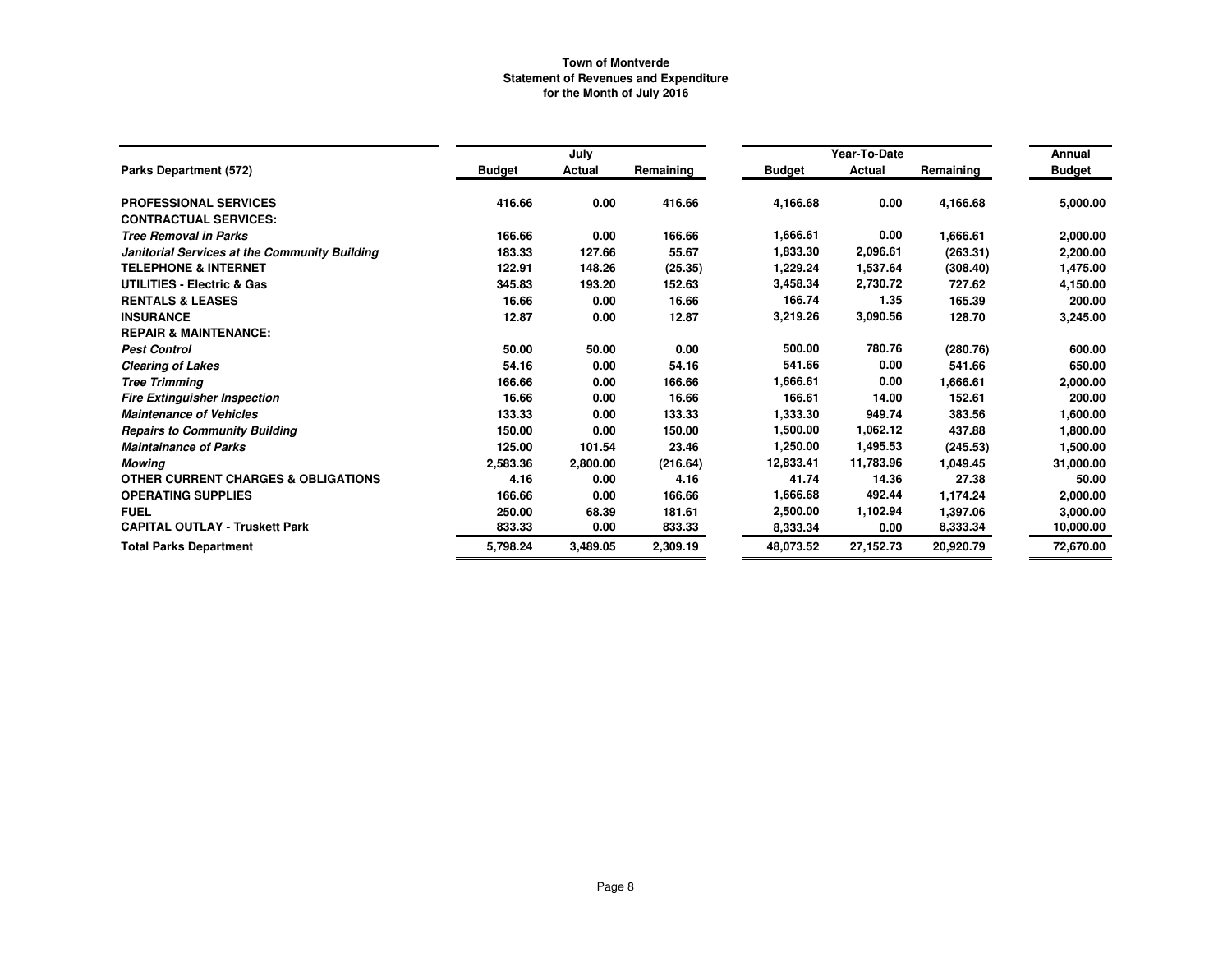**Town of Montverde**
**Statement of Revenues and Expenditure**
**for the Month of July 2016**

| Parks Department (572) | July Budget | July Actual | July Remaining | Year-To-Date Budget | Year-To-Date Actual | Year-To-Date Remaining | Annual Budget |
|---|---|---|---|---|---|---|---|
| **PROFESSIONAL SERVICES** | 416.66 | 0.00 | 416.66 | 4,166.68 | 0.00 | 4,166.68 | 5,000.00 |
| **CONTRACTUAL SERVICES:** | | | | | | | |
| ***Tree Removal in Parks*** | 166.66 | 0.00 | 166.66 | 1,666.61 | 0.00 | 1,666.61 | 2,000.00 |
| ***Janitorial Services at the Community Building*** | 183.33 | 127.66 | 55.67 | 1,833.30 | 2,096.61 | (263.31) | 2,200.00 |
| **TELEPHONE & INTERNET** | 122.91 | 148.26 | (25.35) | 1,229.24 | 1,537.64 | (308.40) | 1,475.00 |
| **UTILITIES - Electric & Gas** | 345.83 | 193.20 | 152.63 | 3,458.34 | 2,730.72 | 727.62 | 4,150.00 |
| **RENTALS & LEASES** | 16.66 | 0.00 | 16.66 | 166.74 | 1.35 | 165.39 | 200.00 |
| **INSURANCE** | 12.87 | 0.00 | 12.87 | 3,219.26 | 3,090.56 | 128.70 | 3,245.00 |
| **REPAIR & MAINTENANCE:** | | | | | | | |
| ***Pest Control*** | 50.00 | 50.00 | 0.00 | 500.00 | 780.76 | (280.76) | 600.00 |
| ***Clearing of Lakes*** | 54.16 | 0.00 | 54.16 | 541.66 | 0.00 | 541.66 | 650.00 |
| ***Tree Trimming*** | 166.66 | 0.00 | 166.66 | 1,666.61 | 0.00 | 1,666.61 | 2,000.00 |
| ***Fire Extinguisher Inspection*** | 16.66 | 0.00 | 16.66 | 166.61 | 14.00 | 152.61 | 200.00 |
| ***Maintenance of Vehicles*** | 133.33 | 0.00 | 133.33 | 1,333.30 | 949.74 | 383.56 | 1,600.00 |
| ***Repairs to Community Building*** | 150.00 | 0.00 | 150.00 | 1,500.00 | 1,062.12 | 437.88 | 1,800.00 |
| ***Maintainance of Parks*** | 125.00 | 101.54 | 23.46 | 1,250.00 | 1,495.53 | (245.53) | 1,500.00 |
| ***Mowing*** | 2,583.36 | 2,800.00 | (216.64) | 12,833.41 | 11,783.96 | 1,049.45 | 31,000.00 |
| **OTHER CURRENT CHARGES & OBLIGATIONS** | 4.16 | 0.00 | 4.16 | 41.74 | 14.36 | 27.38 | 50.00 |
| **OPERATING SUPPLIES** | 166.66 | 0.00 | 166.66 | 1,666.68 | 492.44 | 1,174.24 | 2,000.00 |
| **FUEL** | 250.00 | 68.39 | 181.61 | 2,500.00 | 1,102.94 | 1,397.06 | 3,000.00 |
| **CAPITAL OUTLAY - Truskett Park** | 833.33 | 0.00 | 833.33 | 8,333.34 | 0.00 | 8,333.34 | 10,000.00 |
| **Total Parks Department** | 5,798.24 | 3,489.05 | 2,309.19 | 48,073.52 | 27,152.73 | 20,920.79 | 72,670.00 |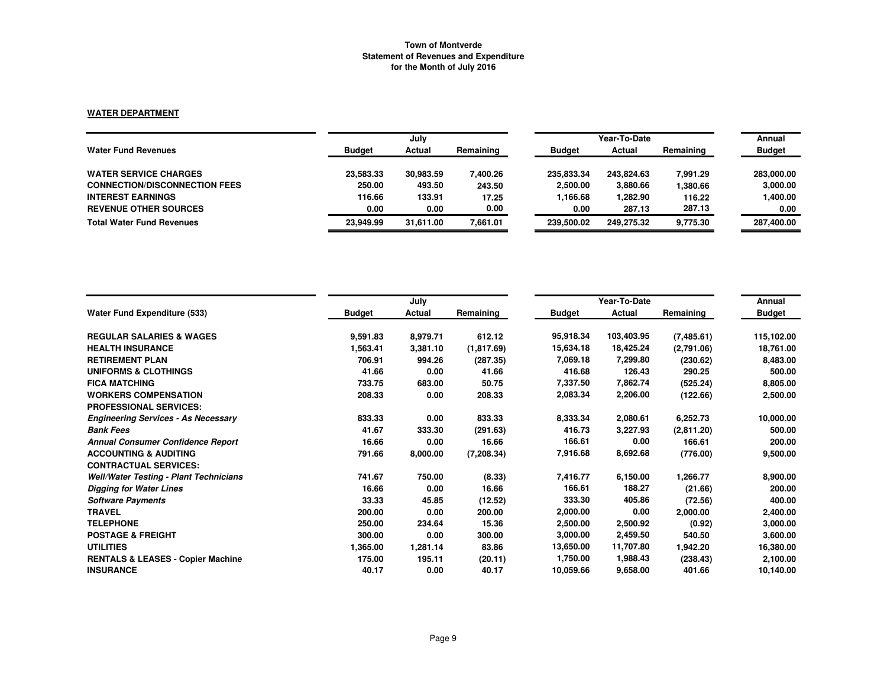**Town of Montverde**
**Statement of Revenues and Expenditure**
**for the Month of July 2016**

**WATER DEPARTMENT**

| | July | | | Year-To-Date | | | Annual |
|---|---|---|---|---|---|---|---|
| **Water Fund Revenues** | **Budget** | **Actual** | **Remaining** | **Budget** | **Actual** | **Remaining** | **Budget** |
| **WATER SERVICE CHARGES** | 23,583.33 | 30,983.59 | 7,400.26 | 235,833.34 | 243,824.63 | 7,991.29 | 283,000.00 |
| **CONNECTION/DISCONNECTION FEES** | 250.00 | 493.50 | 243.50 | 2,500.00 | 3,880.66 | 1,380.66 | 3,000.00 |
| **INTEREST EARNINGS** | 116.66 | 133.91 | 17.25 | 1,166.68 | 1,282.90 | 116.22 | 1,400.00 |
| **REVENUE OTHER SOURCES** | 0.00 | 0.00 | 0.00 | 0.00 | 287.13 | 287.13 | 0.00 |
| **Total Water Fund Revenues** | 23,949.99 | 31,611.00 | 7,661.01 | 239,500.02 | 249,275.32 | 9,775.30 | 287,400.00 |

| | July | | | Year-To-Date | | | Annual |
|---|---|---|---|---|---|---|---|
| **Water Fund Expenditure (533)** | **Budget** | **Actual** | **Remaining** | **Budget** | **Actual** | **Remaining** | **Budget** |
| **REGULAR SALARIES & WAGES** | 9,591.83 | 8,979.71 | 612.12 | 95,918.34 | 103,403.95 | (7,485.61) | 115,102.00 |
| **HEALTH INSURANCE** | 1,563.41 | 3,381.10 | (1,817.69) | 15,634.18 | 18,425.24 | (2,791.06) | 18,761.00 |
| **RETIREMENT PLAN** | 706.91 | 994.26 | (287.35) | 7,069.18 | 7,299.80 | (230.62) | 8,483.00 |
| **UNIFORMS & CLOTHINGS** | 41.66 | 0.00 | 41.66 | 416.68 | 126.43 | 290.25 | 500.00 |
| **FICA MATCHING** | 733.75 | 683.00 | 50.75 | 7,337.50 | 7,862.74 | (525.24) | 8,805.00 |
| **WORKERS COMPENSATION** | 208.33 | 0.00 | 208.33 | 2,083.34 | 2,206.00 | (122.66) | 2,500.00 |
| **PROFESSIONAL SERVICES:** | | | | | | | |
| ***Engineering Services - As Necessary*** | 833.33 | 0.00 | 833.33 | 8,333.34 | 2,080.61 | 6,252.73 | 10,000.00 |
| ***Bank Fees*** | 41.67 | 333.30 | (291.63) | 416.73 | 3,227.93 | (2,811.20) | 500.00 |
| ***Annual Consumer Confidence Report*** | 16.66 | 0.00 | 16.66 | 166.61 | 0.00 | 166.61 | 200.00 |
| **ACCOUNTING & AUDITING** | 791.66 | 8,000.00 | (7,208.34) | 7,916.68 | 8,692.68 | (776.00) | 9,500.00 |
| **CONTRACTUAL SERVICES:** | | | | | | | |
| ***Well/Water Testing - Plant Technicians*** | 741.67 | 750.00 | (8.33) | 7,416.77 | 6,150.00 | 1,266.77 | 8,900.00 |
| ***Digging for Water Lines*** | 16.66 | 0.00 | 16.66 | 166.61 | 188.27 | (21.66) | 200.00 |
| ***Software Payments*** | 33.33 | 45.85 | (12.52) | 333.30 | 405.86 | (72.56) | 400.00 |
| **TRAVEL** | 200.00 | 0.00 | 200.00 | 2,000.00 | 0.00 | 2,000.00 | 2,400.00 |
| **TELEPHONE** | 250.00 | 234.64 | 15.36 | 2,500.00 | 2,500.92 | (0.92) | 3,000.00 |
| **POSTAGE & FREIGHT** | 300.00 | 0.00 | 300.00 | 3,000.00 | 2,459.50 | 540.50 | 3,600.00 |
| **UTILITIES** | 1,365.00 | 1,281.14 | 83.86 | 13,650.00 | 11,707.80 | 1,942.20 | 16,380.00 |
| **RENTALS & LEASES - Copier Machine** | 175.00 | 195.11 | (20.11) | 1,750.00 | 1,988.43 | (238.43) | 2,100.00 |
| **INSURANCE** | 40.17 | 0.00 | 40.17 | 10,059.66 | 9,658.00 | 401.66 | 10,140.00 |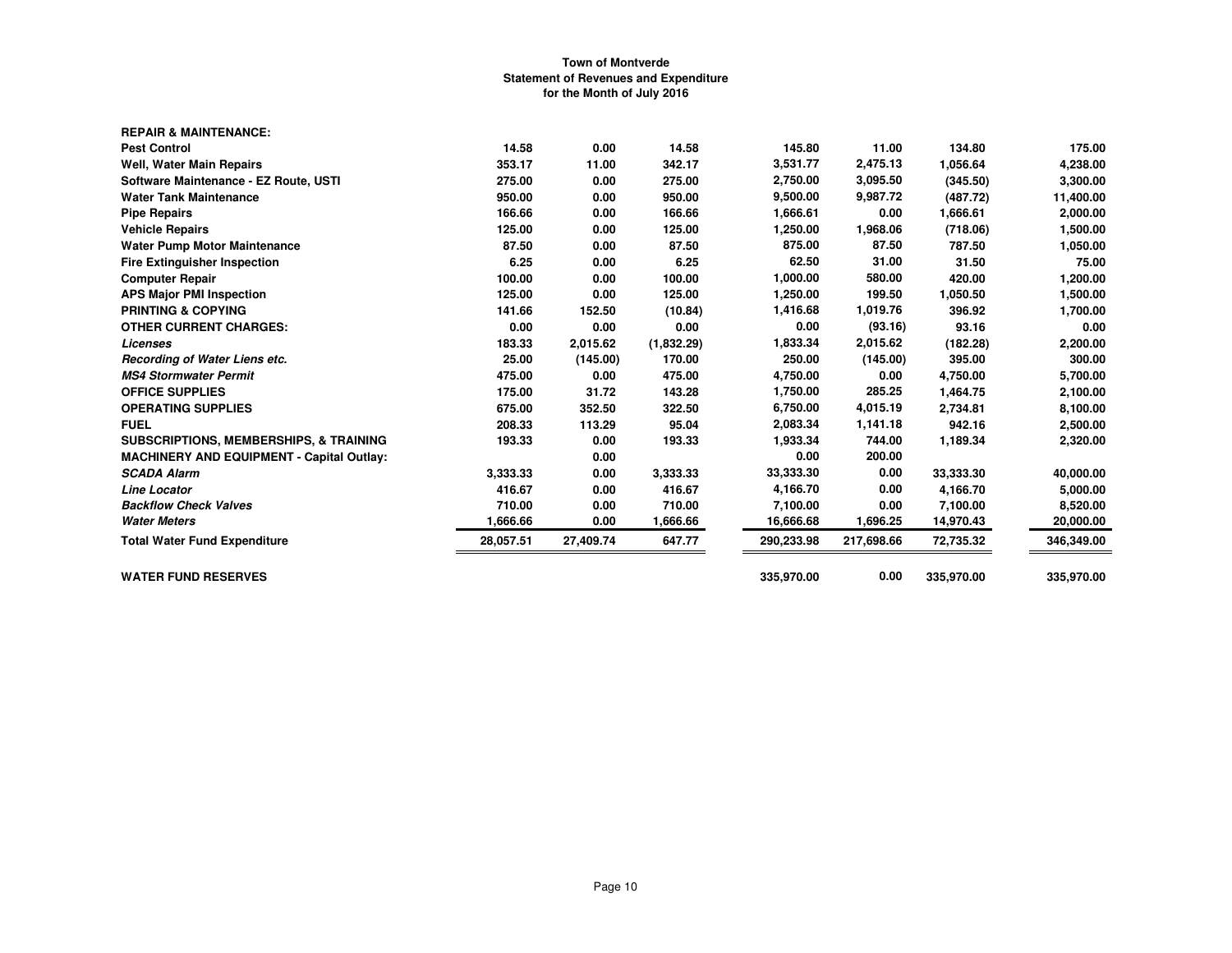**Town of Montverde**
**Statement of Revenues and Expenditure**
**for the Month of July 2016**

| | | | | | | | |
|---|---|---|---|---|---|---|---|
| **REPAIR & MAINTENANCE:** | | | | | | | |
| **Pest Control** | 14.58 | 0.00 | 14.58 | 145.80 | 11.00 | 134.80 | 175.00 |
| **Well, Water Main Repairs** | 353.17 | 11.00 | 342.17 | 3,531.77 | 2,475.13 | 1,056.64 | 4,238.00 |
| **Software Maintenance - EZ Route, USTI** | 275.00 | 0.00 | 275.00 | 2,750.00 | 3,095.50 | (345.50) | 3,300.00 |
| **Water Tank Maintenance** | 950.00 | 0.00 | 950.00 | 9,500.00 | 9,987.72 | (487.72) | 11,400.00 |
| **Pipe Repairs** | 166.66 | 0.00 | 166.66 | 1,666.61 | 0.00 | 1,666.61 | 2,000.00 |
| **Vehicle Repairs** | 125.00 | 0.00 | 125.00 | 1,250.00 | 1,968.06 | (718.06) | 1,500.00 |
| **Water Pump Motor Maintenance** | 87.50 | 0.00 | 87.50 | 875.00 | 87.50 | 787.50 | 1,050.00 |
| **Fire Extinguisher Inspection** | 6.25 | 0.00 | 6.25 | 62.50 | 31.00 | 31.50 | 75.00 |
| **Computer Repair** | 100.00 | 0.00 | 100.00 | 1,000.00 | 580.00 | 420.00 | 1,200.00 |
| **APS Major PMI Inspection** | 125.00 | 0.00 | 125.00 | 1,250.00 | 199.50 | 1,050.50 | 1,500.00 |
| **PRINTING & COPYING** | 141.66 | 152.50 | (10.84) | 1,416.68 | 1,019.76 | 396.92 | 1,700.00 |
| **OTHER CURRENT CHARGES:** | 0.00 | 0.00 | 0.00 | 0.00 | (93.16) | 93.16 | 0.00 |
| ***Licenses*** | 183.33 | 2,015.62 | (1,832.29) | 1,833.34 | 2,015.62 | (182.28) | 2,200.00 |
| ***Recording of Water Liens etc.*** | 25.00 | (145.00) | 170.00 | 250.00 | (145.00) | 395.00 | 300.00 |
| ***MS4 Stormwater Permit*** | 475.00 | 0.00 | 475.00 | 4,750.00 | 0.00 | 4,750.00 | 5,700.00 |
| **OFFICE SUPPLIES** | 175.00 | 31.72 | 143.28 | 1,750.00 | 285.25 | 1,464.75 | 2,100.00 |
| **OPERATING SUPPLIES** | 675.00 | 352.50 | 322.50 | 6,750.00 | 4,015.19 | 2,734.81 | 8,100.00 |
| **FUEL** | 208.33 | 113.29 | 95.04 | 2,083.34 | 1,141.18 | 942.16 | 2,500.00 |
| **SUBSCRIPTIONS, MEMBERSHIPS, & TRAINING** | 193.33 | 0.00 | 193.33 | 1,933.34 | 744.00 | 1,189.34 | 2,320.00 |
| **MACHINERY AND EQUIPMENT - Capital Outlay:** | | 0.00 | | 0.00 | 200.00 | | |
| ***SCADA Alarm*** | 3,333.33 | 0.00 | 3,333.33 | 33,333.30 | 0.00 | 33,333.30 | 40,000.00 |
| ***Line Locator*** | 416.67 | 0.00 | 416.67 | 4,166.70 | 0.00 | 4,166.70 | 5,000.00 |
| ***Backflow Check Valves*** | 710.00 | 0.00 | 710.00 | 7,100.00 | 0.00 | 7,100.00 | 8,520.00 |
| ***Water Meters*** | 1,666.66 | 0.00 | 1,666.66 | 16,666.68 | 1,696.25 | 14,970.43 | 20,000.00 |
| **Total Water Fund Expenditure** | 28,057.51 | 27,409.74 | 647.77 | 290,233.98 | 217,698.66 | 72,735.32 | 346,349.00 |
| | | | | | | | |
| **WATER FUND RESERVES** | | | | 335,970.00 | 0.00 | 335,970.00 | 335,970.00 |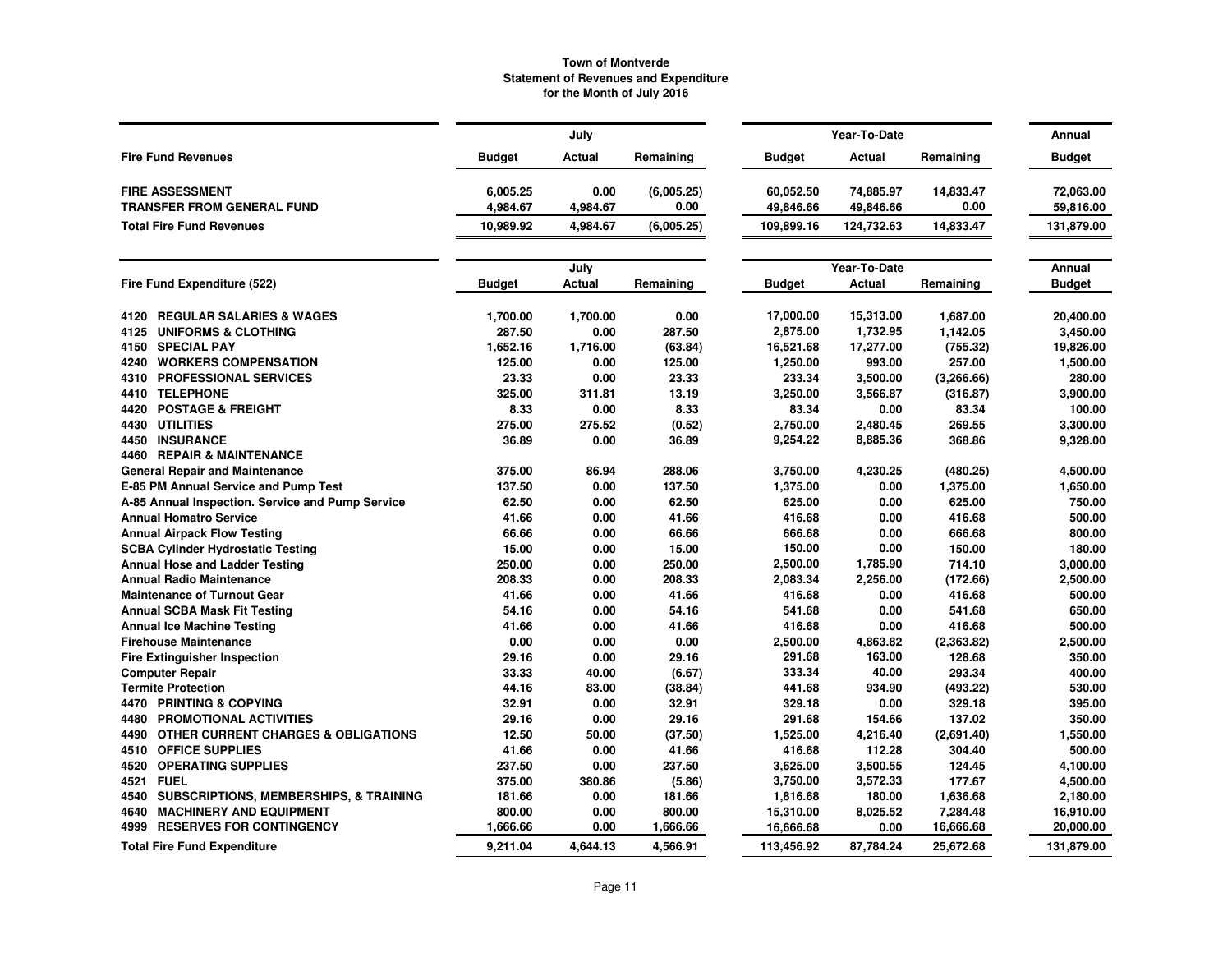# Town of Montverde
## Statement of Revenues and Expenditure
### for the Month of July 2016

| Fire Fund Revenues | July Budget | July Actual | July Remaining | Year-To-Date Budget | Year-To-Date Actual | Year-To-Date Remaining | Annual Budget |
|---|---|---|---|---|---|---|---|
| FIRE ASSESSMENT | 6,005.25 | 0.00 | (6,005.25) | 60,052.50 | 74,885.97 | 14,833.47 | 72,063.00 |
| TRANSFER FROM GENERAL FUND | 4,984.67 | 4,984.67 | 0.00 | 49,846.66 | 49,846.66 | 0.00 | 59,816.00 |
| **Total Fire Fund Revenues** | 10,989.92 | 4,984.67 | (6,005.25) | 109,899.16 | 124,732.63 | 14,833.47 | 131,879.00 |

| Fire Fund Expenditure (522) | July Budget | July Actual | July Remaining | Year-To-Date Budget | Year-To-Date Actual | Year-To-Date Remaining | Annual Budget |
|---|---|---|---|---|---|---|---|
| 4120 REGULAR SALARIES & WAGES | 1,700.00 | 1,700.00 | 0.00 | 17,000.00 | 15,313.00 | 1,687.00 | 20,400.00 |
| 4125 UNIFORMS & CLOTHING | 287.50 | 0.00 | 287.50 | 2,875.00 | 1,732.95 | 1,142.05 | 3,450.00 |
| 4150 SPECIAL PAY | 1,652.16 | 1,716.00 | (63.84) | 16,521.68 | 17,277.00 | (755.32) | 19,826.00 |
| 4240 WORKERS COMPENSATION | 125.00 | 0.00 | 125.00 | 1,250.00 | 993.00 | 257.00 | 1,500.00 |
| 4310 PROFESSIONAL SERVICES | 23.33 | 0.00 | 23.33 | 233.34 | 3,500.00 | (3,266.66) | 280.00 |
| 4410 TELEPHONE | 325.00 | 311.81 | 13.19 | 3,250.00 | 3,566.87 | (316.87) | 3,900.00 |
| 4420 POSTAGE & FREIGHT | 8.33 | 0.00 | 8.33 | 83.34 | 0.00 | 83.34 | 100.00 |
| 4430 UTILITIES | 275.00 | 275.52 | (0.52) | 2,750.00 | 2,480.45 | 269.55 | 3,300.00 |
| 4450 INSURANCE | 36.89 | 0.00 | 36.89 | 9,254.22 | 8,885.36 | 368.86 | 9,328.00 |
| 4460 REPAIR & MAINTENANCE | | | | | | | |
| General Repair and Maintenance | 375.00 | 86.94 | 288.06 | 3,750.00 | 4,230.25 | (480.25) | 4,500.00 |
| E-85 PM Annual Service and Pump Test | 137.50 | 0.00 | 137.50 | 1,375.00 | 0.00 | 1,375.00 | 1,650.00 |
| A-85 Annual Inspection. Service and Pump Service | 62.50 | 0.00 | 62.50 | 625.00 | 0.00 | 625.00 | 750.00 |
| Annual Homatro Service | 41.66 | 0.00 | 41.66 | 416.68 | 0.00 | 416.68 | 500.00 |
| Annual Airpack Flow Testing | 66.66 | 0.00 | 66.66 | 666.68 | 0.00 | 666.68 | 800.00 |
| SCBA Cylinder Hydrostatic Testing | 15.00 | 0.00 | 15.00 | 150.00 | 0.00 | 150.00 | 180.00 |
| Annual Hose and Ladder Testing | 250.00 | 0.00 | 250.00 | 2,500.00 | 1,785.90 | 714.10 | 3,000.00 |
| Annual Radio Maintenance | 208.33 | 0.00 | 208.33 | 2,083.34 | 2,256.00 | (172.66) | 2,500.00 |
| Maintenance of Turnout Gear | 41.66 | 0.00 | 41.66 | 416.68 | 0.00 | 416.68 | 500.00 |
| Annual SCBA Mask Fit Testing | 54.16 | 0.00 | 54.16 | 541.68 | 0.00 | 541.68 | 650.00 |
| Annual Ice Machine Testing | 41.66 | 0.00 | 41.66 | 416.68 | 0.00 | 416.68 | 500.00 |
| Firehouse Maintenance | 0.00 | 0.00 | 0.00 | 2,500.00 | 4,863.82 | (2,363.82) | 2,500.00 |
| Fire Extinguisher Inspection | 29.16 | 0.00 | 29.16 | 291.68 | 163.00 | 128.68 | 350.00 |
| Computer Repair | 33.33 | 40.00 | (6.67) | 333.34 | 40.00 | 293.34 | 400.00 |
| Termite Protection | 44.16 | 83.00 | (38.84) | 441.68 | 934.90 | (493.22) | 530.00 |
| 4470 PRINTING & COPYING | 32.91 | 0.00 | 32.91 | 329.18 | 0.00 | 329.18 | 395.00 |
| 4480 PROMOTIONAL ACTIVITIES | 29.16 | 0.00 | 29.16 | 291.68 | 154.66 | 137.02 | 350.00 |
| 4490 OTHER CURRENT CHARGES & OBLIGATIONS | 12.50 | 50.00 | (37.50) | 1,525.00 | 4,216.40 | (2,691.40) | 1,550.00 |
| 4510 OFFICE SUPPLIES | 41.66 | 0.00 | 41.66 | 416.68 | 112.28 | 304.40 | 500.00 |
| 4520 OPERATING SUPPLIES | 237.50 | 0.00 | 237.50 | 3,625.00 | 3,500.55 | 124.45 | 4,100.00 |
| 4521 FUEL | 375.00 | 380.86 | (5.86) | 3,750.00 | 3,572.33 | 177.67 | 4,500.00 |
| 4540 SUBSCRIPTIONS, MEMBERSHIPS, & TRAINING | 181.66 | 0.00 | 181.66 | 1,816.68 | 180.00 | 1,636.68 | 2,180.00 |
| 4640 MACHINERY AND EQUIPMENT | 800.00 | 0.00 | 800.00 | 15,310.00 | 8,025.52 | 7,284.48 | 16,910.00 |
| 4999 RESERVES FOR CONTINGENCY | 1,666.66 | 0.00 | 1,666.66 | 16,666.68 | 0.00 | 16,666.68 | 20,000.00 |
| **Total Fire Fund Expenditure** | 9,211.04 | 4,644.13 | 4,566.91 | 113,456.92 | 87,784.24 | 25,672.68 | 131,879.00 |